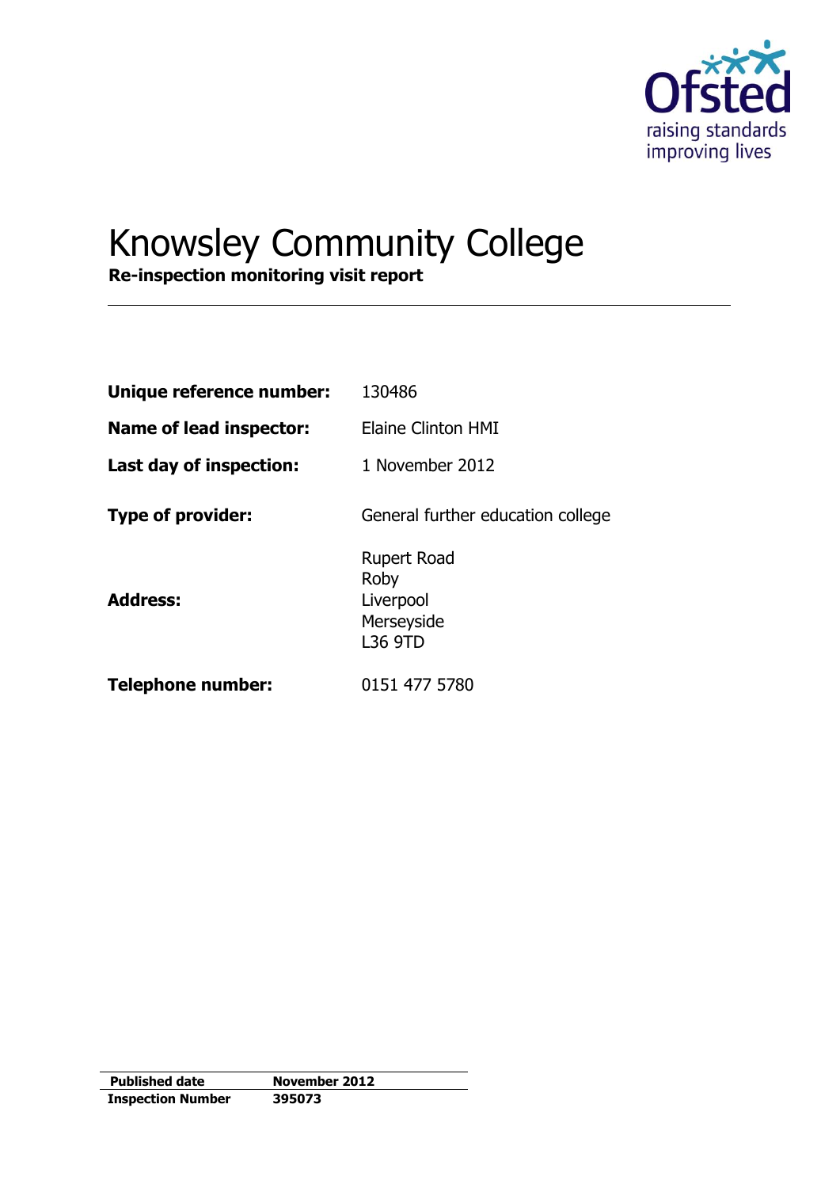# Knowsley Community College

**Re-inspection monitoring visit report**

| | |
|---|---|
| **Unique reference number:** | 130486 |
| **Name of lead inspector:** | Elaine Clinton HMI |
| **Last day of inspection:** | 1 November 2012 |
| **Type of provider:** | General further education college |
| **Address:** | Rupert Road<br>Roby<br>Liverpool<br>Merseyside<br>L36 9TD |
| **Telephone number:** | 0151 477 5780 |

| | |
|---|---|
| **Published date** | **November 2012** |
| **Inspection Number** | **395073** |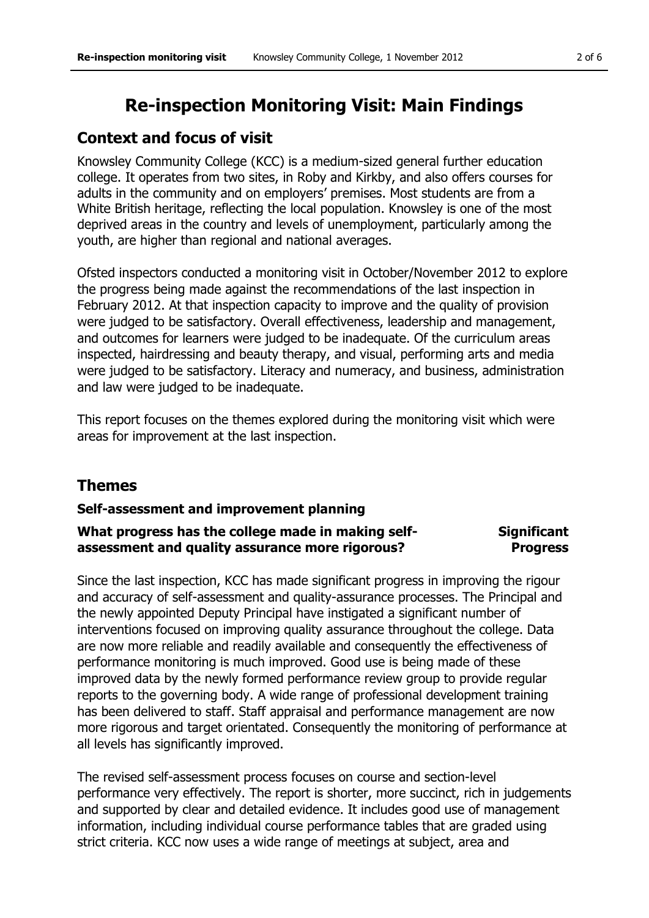# Re-inspection Monitoring Visit: Main Findings

## Context and focus of visit

Knowsley Community College (KCC) is a medium-sized general further education college. It operates from two sites, in Roby and Kirkby, and also offers courses for adults in the community and on employers' premises. Most students are from a White British heritage, reflecting the local population. Knowsley is one of the most deprived areas in the country and levels of unemployment, particularly among the youth, are higher than regional and national averages.

Ofsted inspectors conducted a monitoring visit in October/November 2012 to explore the progress being made against the recommendations of the last inspection in February 2012. At that inspection capacity to improve and the quality of provision were judged to be satisfactory. Overall effectiveness, leadership and management, and outcomes for learners were judged to be inadequate. Of the curriculum areas inspected, hairdressing and beauty therapy, and visual, performing arts and media were judged to be satisfactory. Literacy and numeracy, and business, administration and law were judged to be inadequate.

This report focuses on the themes explored during the monitoring visit which were areas for improvement at the last inspection.

## Themes

### Self-assessment and improvement planning

**What progress has the college made in making self-assessment and quality assurance more rigorous?** **Significant Progress**

Since the last inspection, KCC has made significant progress in improving the rigour and accuracy of self-assessment and quality-assurance processes. The Principal and the newly appointed Deputy Principal have instigated a significant number of interventions focused on improving quality assurance throughout the college. Data are now more reliable and readily available and consequently the effectiveness of performance monitoring is much improved. Good use is being made of these improved data by the newly formed performance review group to provide regular reports to the governing body. A wide range of professional development training has been delivered to staff. Staff appraisal and performance management are now more rigorous and target orientated. Consequently the monitoring of performance at all levels has significantly improved.

The revised self-assessment process focuses on course and section-level performance very effectively. The report is shorter, more succinct, rich in judgements and supported by clear and detailed evidence. It includes good use of management information, including individual course performance tables that are graded using strict criteria. KCC now uses a wide range of meetings at subject, area and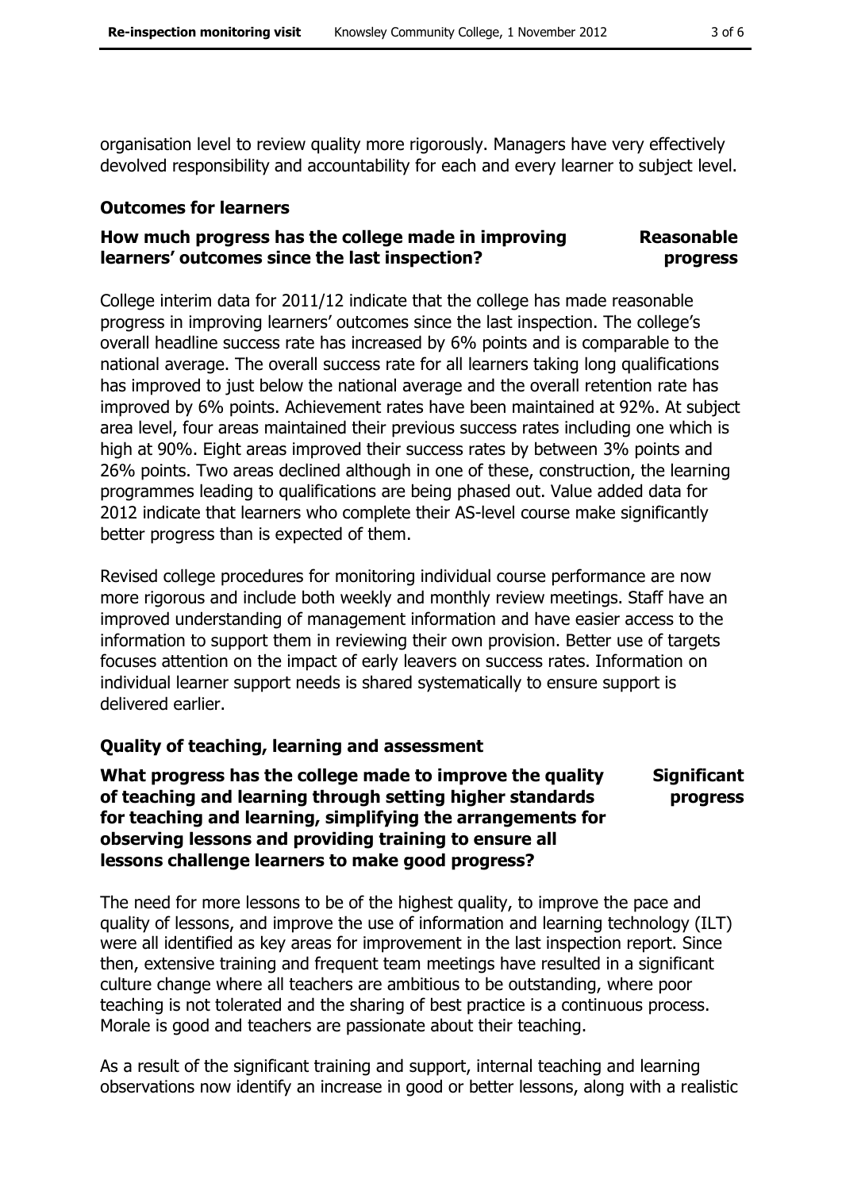organisation level to review quality more rigorously. Managers have very effectively devolved responsibility and accountability for each and every learner to subject level.

## Outcomes for learners

**How much progress has the college made in improving learners' outcomes since the last inspection?** **Reasonable progress**

College interim data for 2011/12 indicate that the college has made reasonable progress in improving learners' outcomes since the last inspection. The college's overall headline success rate has increased by 6% points and is comparable to the national average. The overall success rate for all learners taking long qualifications has improved to just below the national average and the overall retention rate has improved by 6% points. Achievement rates have been maintained at 92%. At subject area level, four areas maintained their previous success rates including one which is high at 90%. Eight areas improved their success rates by between 3% points and 26% points. Two areas declined although in one of these, construction, the learning programmes leading to qualifications are being phased out. Value added data for 2012 indicate that learners who complete their AS-level course make significantly better progress than is expected of them.

Revised college procedures for monitoring individual course performance are now more rigorous and include both weekly and monthly review meetings. Staff have an improved understanding of management information and have easier access to the information to support them in reviewing their own provision. Better use of targets focuses attention on the impact of early leavers on success rates. Information on individual learner support needs is shared systematically to ensure support is delivered earlier.

## Quality of teaching, learning and assessment

**What progress has the college made to improve the quality of teaching and learning through setting higher standards for teaching and learning, simplifying the arrangements for observing lessons and providing training to ensure all lessons challenge learners to make good progress?** **Significant progress**

The need for more lessons to be of the highest quality, to improve the pace and quality of lessons, and improve the use of information and learning technology (ILT) were all identified as key areas for improvement in the last inspection report. Since then, extensive training and frequent team meetings have resulted in a significant culture change where all teachers are ambitious to be outstanding, where poor teaching is not tolerated and the sharing of best practice is a continuous process. Morale is good and teachers are passionate about their teaching.

As a result of the significant training and support, internal teaching and learning observations now identify an increase in good or better lessons, along with a realistic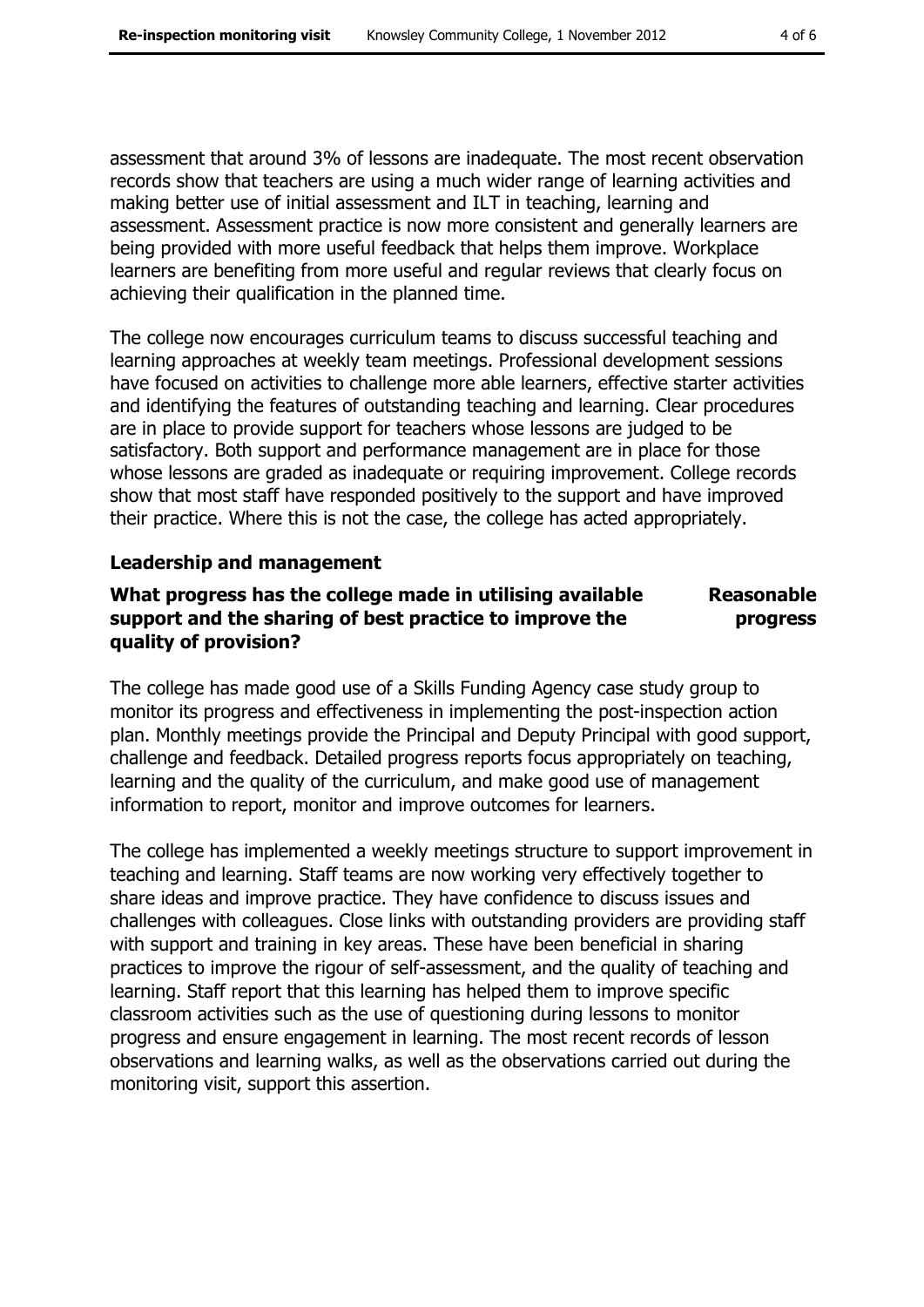assessment that around 3% of lessons are inadequate. The most recent observation records show that teachers are using a much wider range of learning activities and making better use of initial assessment and ILT in teaching, learning and assessment. Assessment practice is now more consistent and generally learners are being provided with more useful feedback that helps them improve. Workplace learners are benefiting from more useful and regular reviews that clearly focus on achieving their qualification in the planned time.

The college now encourages curriculum teams to discuss successful teaching and learning approaches at weekly team meetings. Professional development sessions have focused on activities to challenge more able learners, effective starter activities and identifying the features of outstanding teaching and learning. Clear procedures are in place to provide support for teachers whose lessons are judged to be satisfactory. Both support and performance management are in place for those whose lessons are graded as inadequate or requiring improvement. College records show that most staff have responded positively to the support and have improved their practice. Where this is not the case, the college has acted appropriately.

### Leadership and management

**What progress has the college made in utilising available support and the sharing of best practice to improve the quality of provision?** **Reasonable progress**

The college has made good use of a Skills Funding Agency case study group to monitor its progress and effectiveness in implementing the post-inspection action plan. Monthly meetings provide the Principal and Deputy Principal with good support, challenge and feedback. Detailed progress reports focus appropriately on teaching, learning and the quality of the curriculum, and make good use of management information to report, monitor and improve outcomes for learners.

The college has implemented a weekly meetings structure to support improvement in teaching and learning. Staff teams are now working very effectively together to share ideas and improve practice. They have confidence to discuss issues and challenges with colleagues. Close links with outstanding providers are providing staff with support and training in key areas. These have been beneficial in sharing practices to improve the rigour of self-assessment, and the quality of teaching and learning. Staff report that this learning has helped them to improve specific classroom activities such as the use of questioning during lessons to monitor progress and ensure engagement in learning. The most recent records of lesson observations and learning walks, as well as the observations carried out during the monitoring visit, support this assertion.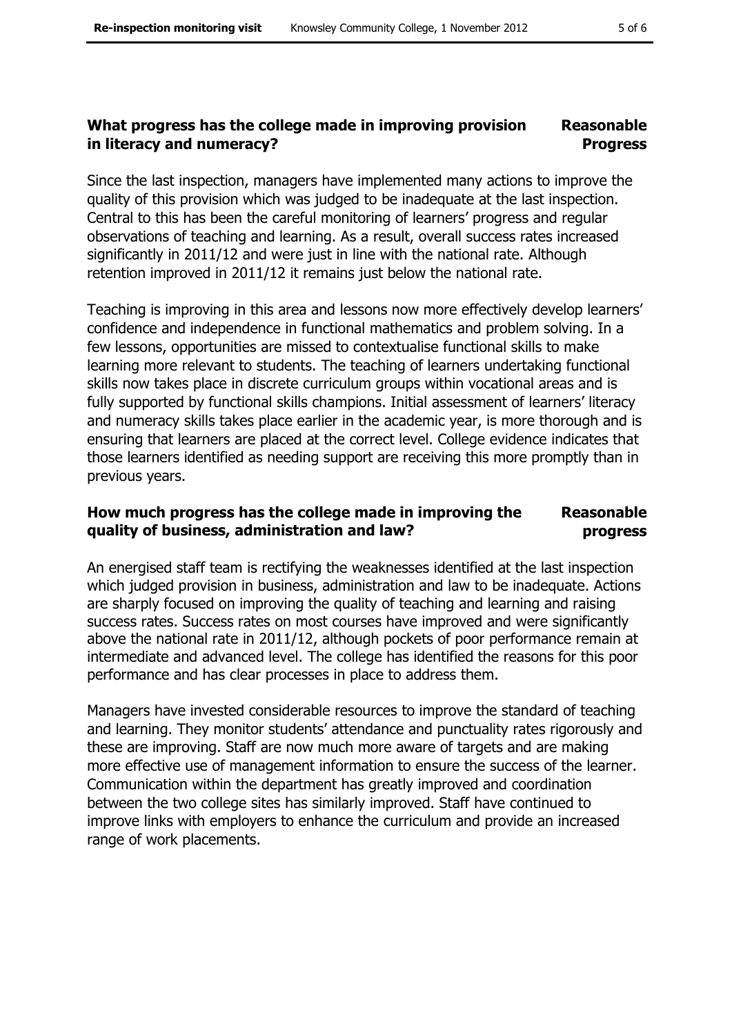### What progress has the college made in improving provision in literacy and numeracy? — **Reasonable Progress**

Since the last inspection, managers have implemented many actions to improve the quality of this provision which was judged to be inadequate at the last inspection. Central to this has been the careful monitoring of learners' progress and regular observations of teaching and learning. As a result, overall success rates increased significantly in 2011/12 and were just in line with the national rate. Although retention improved in 2011/12 it remains just below the national rate.

Teaching is improving in this area and lessons now more effectively develop learners' confidence and independence in functional mathematics and problem solving. In a few lessons, opportunities are missed to contextualise functional skills to make learning more relevant to students. The teaching of learners undertaking functional skills now takes place in discrete curriculum groups within vocational areas and is fully supported by functional skills champions. Initial assessment of learners' literacy and numeracy skills takes place earlier in the academic year, is more thorough and is ensuring that learners are placed at the correct level. College evidence indicates that those learners identified as needing support are receiving this more promptly than in previous years.

### How much progress has the college made in improving the quality of business, administration and law? — **Reasonable progress**

An energised staff team is rectifying the weaknesses identified at the last inspection which judged provision in business, administration and law to be inadequate. Actions are sharply focused on improving the quality of teaching and learning and raising success rates. Success rates on most courses have improved and were significantly above the national rate in 2011/12, although pockets of poor performance remain at intermediate and advanced level. The college has identified the reasons for this poor performance and has clear processes in place to address them.

Managers have invested considerable resources to improve the standard of teaching and learning. They monitor students' attendance and punctuality rates rigorously and these are improving. Staff are now much more aware of targets and are making more effective use of management information to ensure the success of the learner. Communication within the department has greatly improved and coordination between the two college sites has similarly improved. Staff have continued to improve links with employers to enhance the curriculum and provide an increased range of work placements.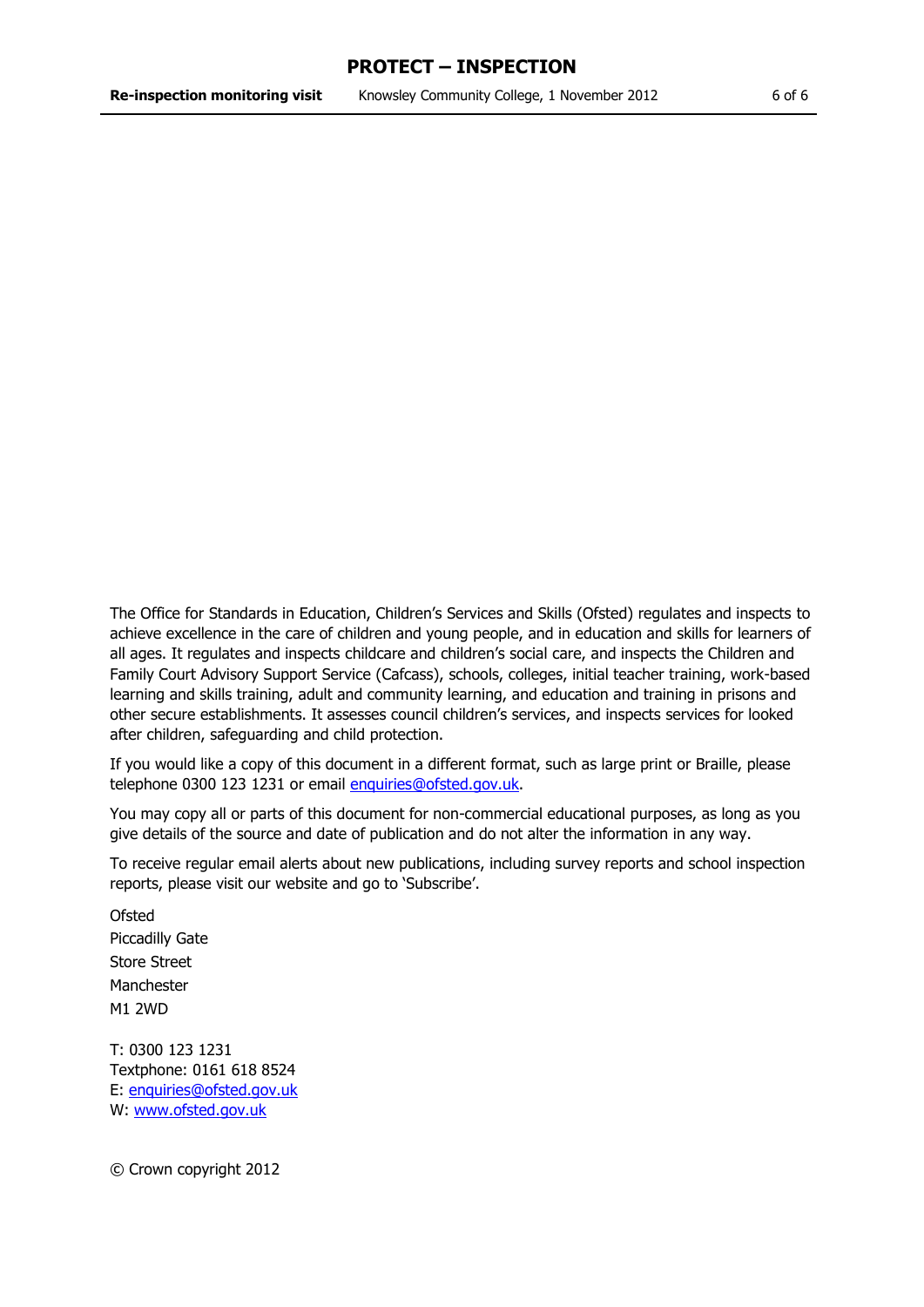The Office for Standards in Education, Children's Services and Skills (Ofsted) regulates and inspects to achieve excellence in the care of children and young people, and in education and skills for learners of all ages. It regulates and inspects childcare and children's social care, and inspects the Children and Family Court Advisory Support Service (Cafcass), schools, colleges, initial teacher training, work-based learning and skills training, adult and community learning, and education and training in prisons and other secure establishments. It assesses council children's services, and inspects services for looked after children, safeguarding and child protection.

If you would like a copy of this document in a different format, such as large print or Braille, please telephone 0300 123 1231 or email enquiries@ofsted.gov.uk.

You may copy all or parts of this document for non-commercial educational purposes, as long as you give details of the source and date of publication and do not alter the information in any way.

To receive regular email alerts about new publications, including survey reports and school inspection reports, please visit our website and go to 'Subscribe'.

Ofsted
Piccadilly Gate
Store Street
Manchester
M1 2WD

T: 0300 123 1231
Textphone: 0161 618 8524
E: enquiries@ofsted.gov.uk
W: www.ofsted.gov.uk

© Crown copyright 2012